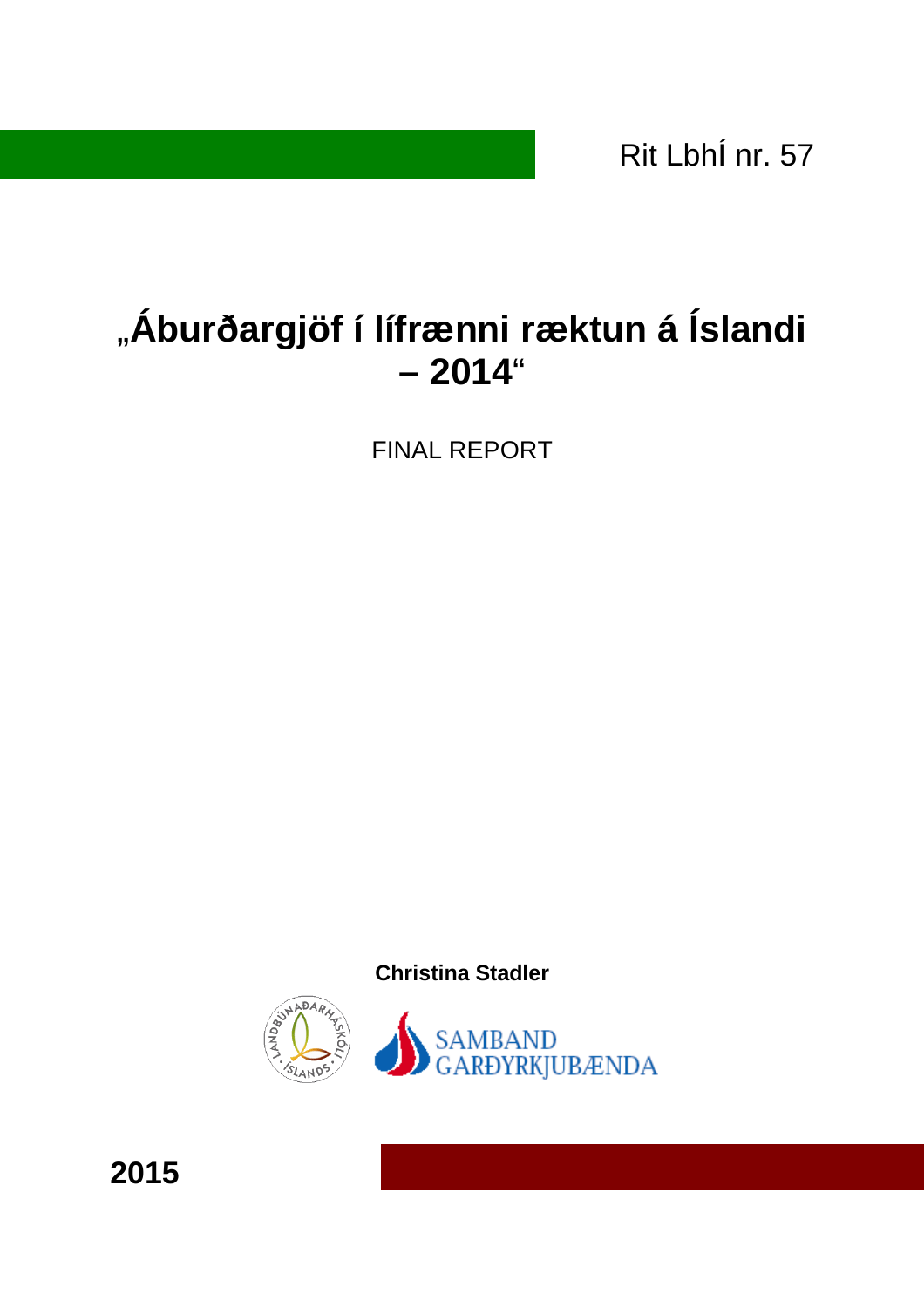Rit LbhÍ nr. 57

# „Áburðargjöf í lífrænni ræktun á Íslandi – 2014“

FINAL REPORT

**Christina Stadler**

SAMBAND GARÐYRKJUBÆNDA

**2015**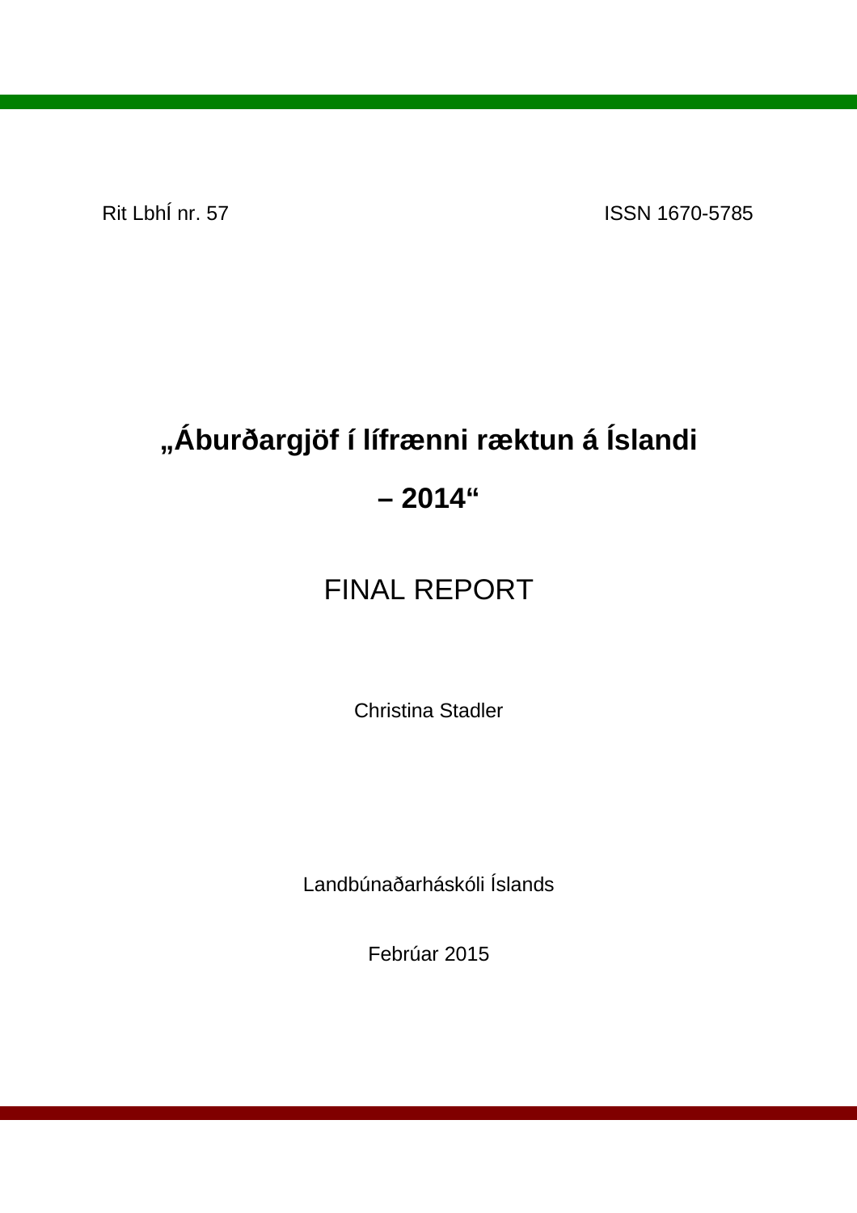Rit LbhÍ nr. 57 ISSN 1670-5785

# „Áburðargjöf í lífrænni ræktun á Íslandi – 2014“

## FINAL REPORT

Christina Stadler

Landbúnaðarháskóli Íslands

Febrúar 2015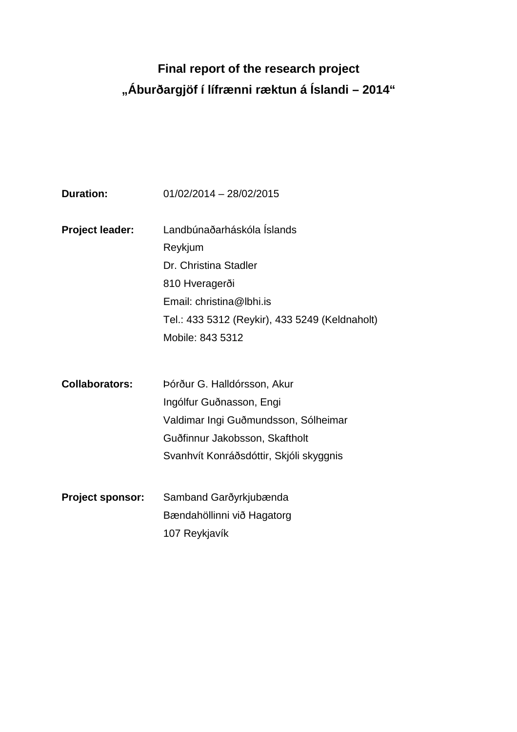**Final report of the research project**

**„Áburðargjöf í lífrænni ræktun á Íslandi – 2014“**

**Duration:** 01/02/2014 – 28/02/2015

**Project leader:** Landbúnaðarháskóla Íslands
Reykjum
Dr. Christina Stadler
810 Hveragerði
Email: christina@lbhi.is
Tel.: 433 5312 (Reykir), 433 5249 (Keldnaholt)
Mobile: 843 5312

**Collaborators:** Þórður G. Halldórsson, Akur
Ingólfur Guðnasson, Engi
Valdimar Ingi Guðmundsson, Sólheimar
Guðfinnur Jakobsson, Skaftholt
Svanhvít Konráðsdóttir, Skjóli skyggnis

**Project sponsor:** Samband Garðyrkjubænda
Bændahöllinni við Hagatorg
107 Reykjavík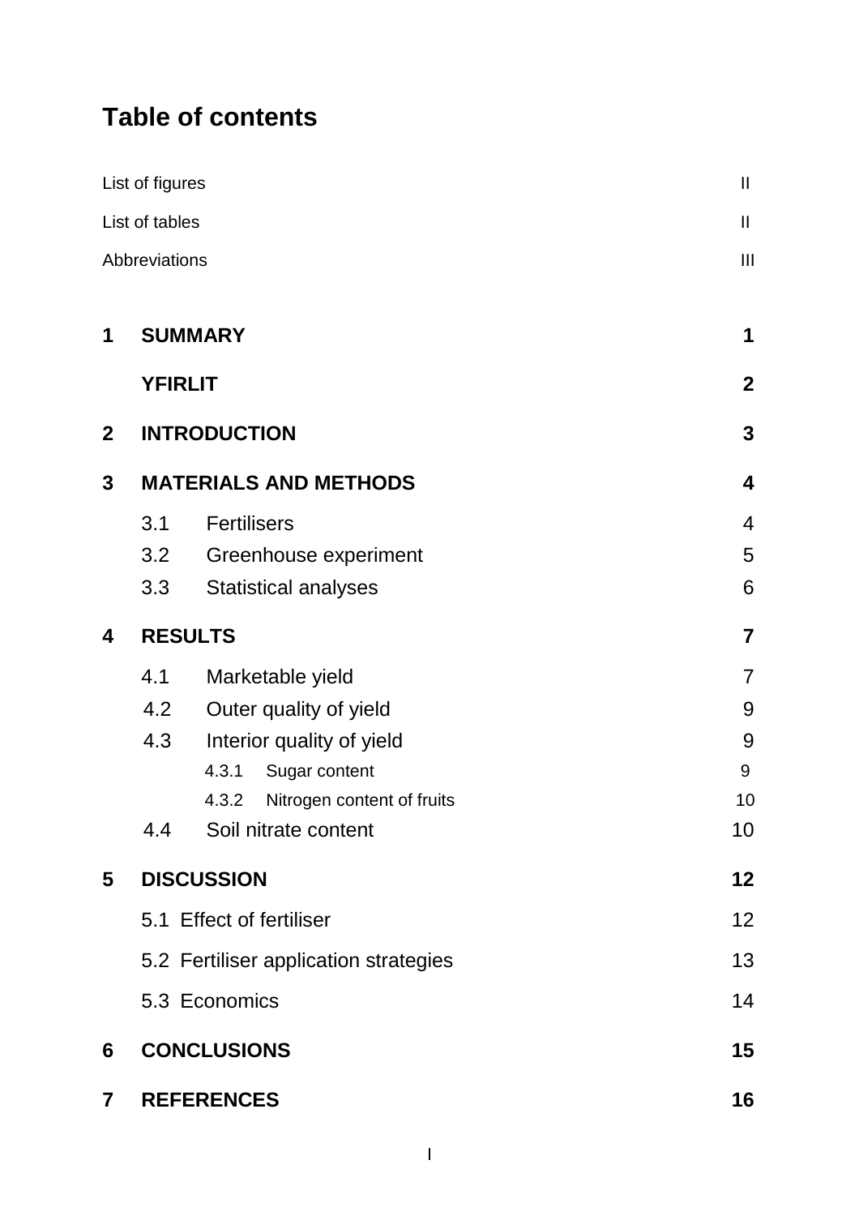# Table of contents

| | |
|---|---|
| List of figures | II |
| List of tables | II |
| Abbreviations | III |
| **1 SUMMARY** | **1** |
| **YFIRLIT** | **2** |
| **2 INTRODUCTION** | **3** |
| **3 MATERIALS AND METHODS** | **4** |
| 3.1 Fertilisers | 4 |
| 3.2 Greenhouse experiment | 5 |
| 3.3 Statistical analyses | 6 |
| **4 RESULTS** | **7** |
| 4.1 Marketable yield | 7 |
| 4.2 Outer quality of yield | 9 |
| 4.3 Interior quality of yield | 9 |
| 4.3.1 Sugar content | 9 |
| 4.3.2 Nitrogen content of fruits | 10 |
| 4.4 Soil nitrate content | 10 |
| **5 DISCUSSION** | **12** |
| 5.1 Effect of fertiliser | 12 |
| 5.2 Fertiliser application strategies | 13 |
| 5.3 Economics | 14 |
| **6 CONCLUSIONS** | **15** |
| **7 REFERENCES** | **16** |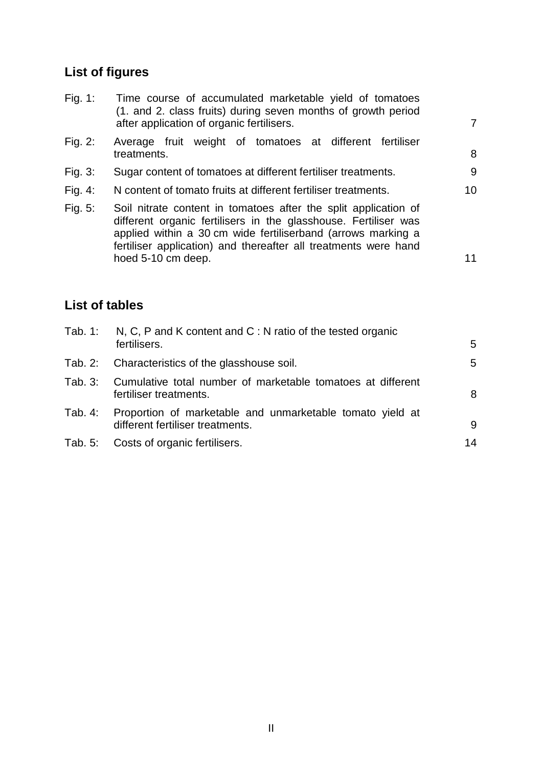## List of figures

| | | |
|---|---|---|
| Fig. 1: | Time course of accumulated marketable yield of tomatoes (1. and 2. class fruits) during seven months of growth period after application of organic fertilisers. | 7 |
| Fig. 2: | Average fruit weight of tomatoes at different fertiliser treatments. | 8 |
| Fig. 3: | Sugar content of tomatoes at different fertiliser treatments. | 9 |
| Fig. 4: | N content of tomato fruits at different fertiliser treatments. | 10 |
| Fig. 5: | Soil nitrate content in tomatoes after the split application of different organic fertilisers in the glasshouse. Fertiliser was applied within a 30 cm wide fertiliserband (arrows marking a fertiliser application) and thereafter all treatments were hand hoed 5-10 cm deep. | 11 |

## List of tables

| | | |
|---|---|---|
| Tab. 1: | N, C, P and K content and C : N ratio of the tested organic fertilisers. | 5 |
| Tab. 2: | Characteristics of the glasshouse soil. | 5 |
| Tab. 3: | Cumulative total number of marketable tomatoes at different fertiliser treatments. | 8 |
| Tab. 4: | Proportion of marketable and unmarketable tomato yield at different fertiliser treatments. | 9 |
| Tab. 5: | Costs of organic fertilisers. | 14 |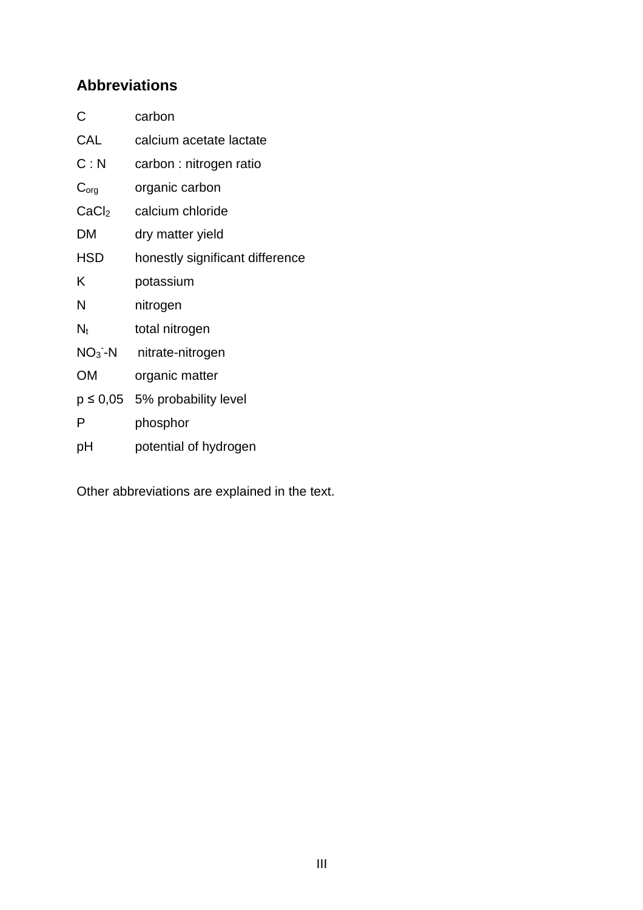## Abbreviations

| | |
|---|---|
| C | carbon |
| CAL | calcium acetate lactate |
| C : N | carbon : nitrogen ratio |
| $C_{org}$ | organic carbon |
| $CaCl_2$ | calcium chloride |
| DM | dry matter yield |
| HSD | honestly significant difference |
| K | potassium |
| N | nitrogen |
| $N_t$ | total nitrogen |
| $NO_3^-$-N | nitrate-nitrogen |
| OM | organic matter |
| $p \leq 0,05$ | 5% probability level |
| P | phosphor |
| pH | potential of hydrogen |

Other abbreviations are explained in the text.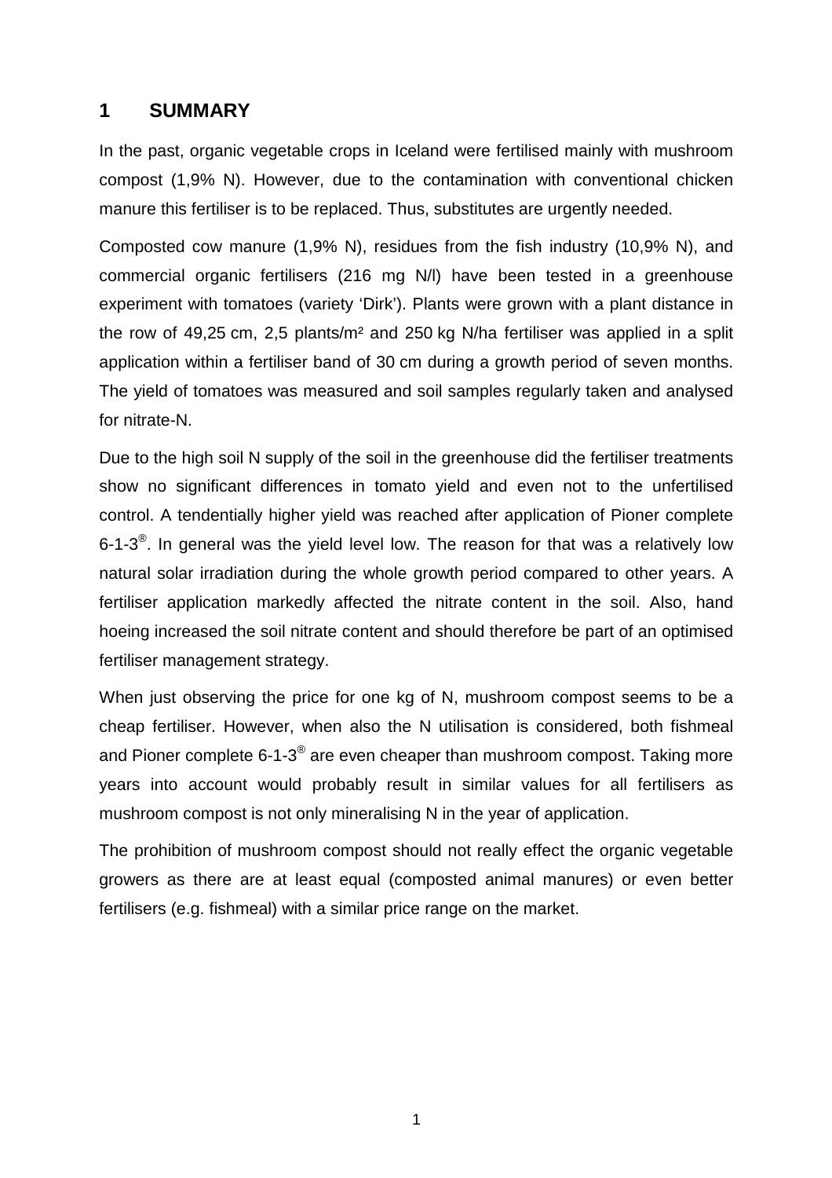# 1 SUMMARY

In the past, organic vegetable crops in Iceland were fertilised mainly with mushroom compost (1,9% N). However, due to the contamination with conventional chicken manure this fertiliser is to be replaced. Thus, substitutes are urgently needed.

Composted cow manure (1,9% N), residues from the fish industry (10,9% N), and commercial organic fertilisers (216 mg N/l) have been tested in a greenhouse experiment with tomatoes (variety 'Dirk'). Plants were grown with a plant distance in the row of 49,25 cm, 2,5 plants/m² and 250 kg N/ha fertiliser was applied in a split application within a fertiliser band of 30 cm during a growth period of seven months. The yield of tomatoes was measured and soil samples regularly taken and analysed for nitrate-N.

Due to the high soil N supply of the soil in the greenhouse did the fertiliser treatments show no significant differences in tomato yield and even not to the unfertilised control. A tendentially higher yield was reached after application of Pioner complete 6-1-3®. In general was the yield level low. The reason for that was a relatively low natural solar irradiation during the whole growth period compared to other years. A fertiliser application markedly affected the nitrate content in the soil. Also, hand hoeing increased the soil nitrate content and should therefore be part of an optimised fertiliser management strategy.

When just observing the price for one kg of N, mushroom compost seems to be a cheap fertiliser. However, when also the N utilisation is considered, both fishmeal and Pioner complete 6-1-3® are even cheaper than mushroom compost. Taking more years into account would probably result in similar values for all fertilisers as mushroom compost is not only mineralising N in the year of application.

The prohibition of mushroom compost should not really effect the organic vegetable growers as there are at least equal (composted animal manures) or even better fertilisers (e.g. fishmeal) with a similar price range on the market.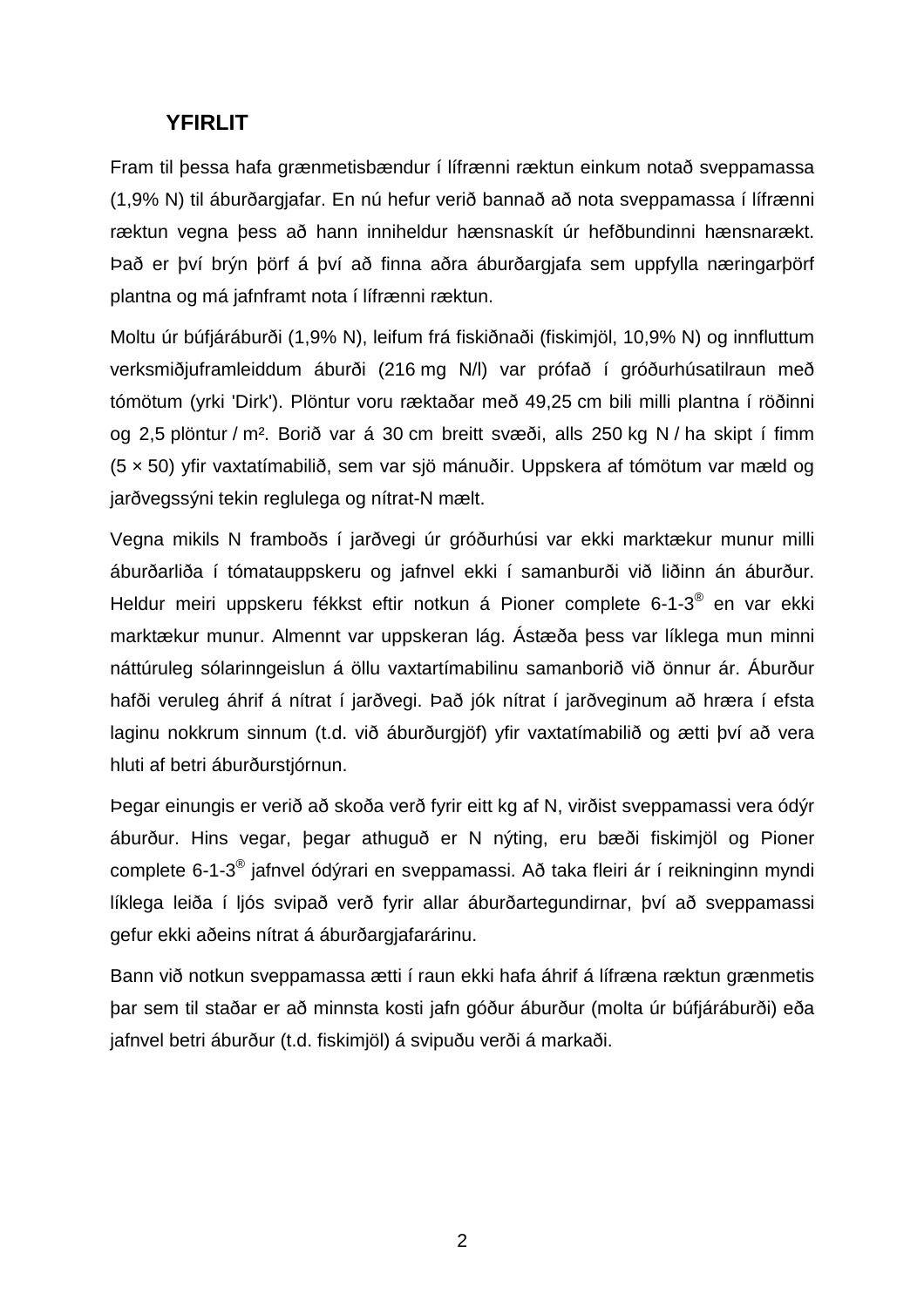## YFIRLIT

Fram til þessa hafa grænmetisbændur í lífrænni ræktun einkum notað sveppamassa (1,9% N) til áburðargjafar. En nú hefur verið bannað að nota sveppamassa í lífrænni ræktun vegna þess að hann inniheldur hænsnaskít úr hefðbundinni hænsnarækt. Það er því brýn þörf á því að finna aðra áburðargjafa sem uppfylla næringarþörf plantna og má jafnframt nota í lífrænni ræktun.

Moltu úr búfjáráburði (1,9% N), leifum frá fiskiðnaði (fiskimjöl, 10,9% N) og innfluttum verksmiðjuframleiddum áburði (216 mg N/l) var prófað í gróðurhúsatilraun með tómötum (yrki 'Dirk'). Plöntur voru ræktaðar með 49,25 cm bili milli plantna í röðinni og 2,5 plöntur / m². Borið var á 30 cm breitt svæði, alls 250 kg N / ha skipt í fimm (5 × 50) yfir vaxtatímabilið, sem var sjö mánuðir. Uppskera af tómötum var mæld og jarðvegssýni tekin reglulega og nítrat-N mælt.

Vegna mikils N framboðs í jarðvegi úr gróðurhúsi var ekki marktækur munur milli áburðarliða í tómatauppskeru og jafnvel ekki í samanburði við liðinn án áburður. Heldur meiri uppskeru fékkst eftir notkun á Pioner complete 6-1-3® en var ekki marktækur munur. Almennt var uppskeran lág. Ástæða þess var líklega mun minni náttúruleg sólarinngeislun á öllu vaxtartímabilinu samanborið við önnur ár. Áburður hafði veruleg áhrif á nítrat í jarðvegi. Það jók nítrat í jarðveginum að hræra í efsta laginu nokkrum sinnum (t.d. við áburðurgjöf) yfir vaxtatímabilið og ætti því að vera hluti af betri áburðurstjórnun.

Þegar einungis er verið að skoða verð fyrir eitt kg af N, virðist sveppamassi vera ódýr áburður. Hins vegar, þegar athuguð er N nýting, eru bæði fiskimjöl og Pioner complete 6-1-3® jafnvel ódýrari en sveppamassi. Að taka fleiri ár í reikninginn myndi líklega leiða í ljós svipað verð fyrir allar áburðartegundirnar, því að sveppamassi gefur ekki aðeins nítrat á áburðargjafarárinu.

Bann við notkun sveppamassa ætti í raun ekki hafa áhrif á lífræna ræktun grænmetis þar sem til staðar er að minnsta kosti jafn góður áburður (molta úr búfjáráburði) eða jafnvel betri áburður (t.d. fiskimjöl) á svipuðu verði á markaði.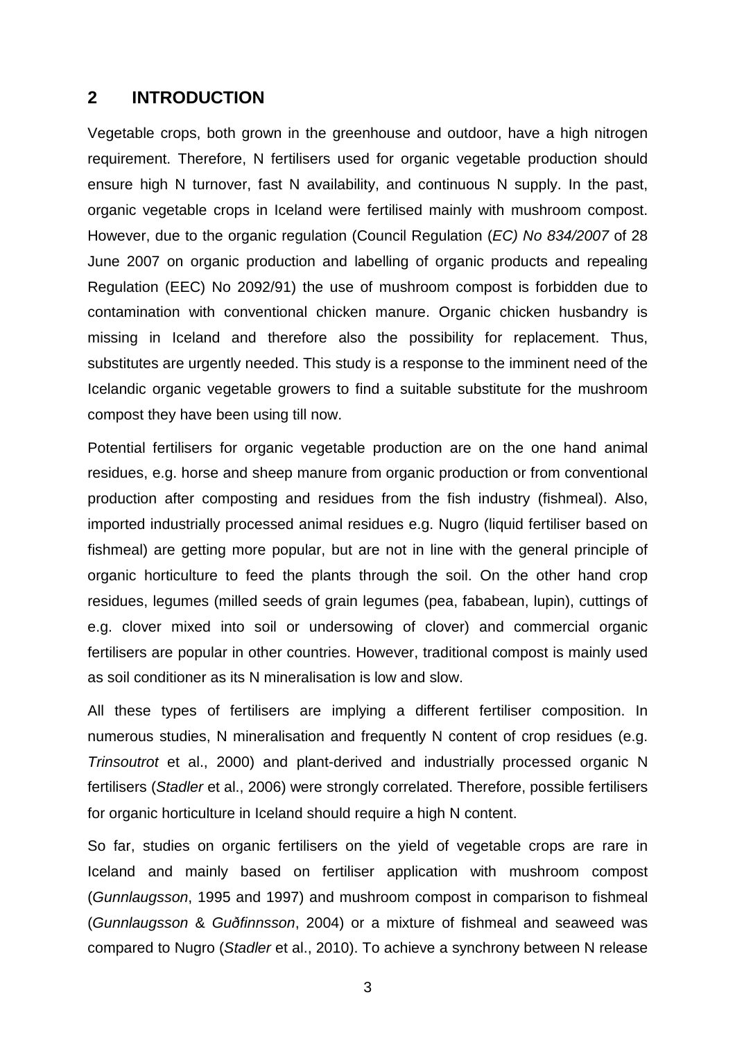## 2 INTRODUCTION

Vegetable crops, both grown in the greenhouse and outdoor, have a high nitrogen requirement. Therefore, N fertilisers used for organic vegetable production should ensure high N turnover, fast N availability, and continuous N supply. In the past, organic vegetable crops in Iceland were fertilised mainly with mushroom compost. However, due to the organic regulation (Council Regulation (*EC) No 834/2007* of 28 June 2007 on organic production and labelling of organic products and repealing Regulation (EEC) No 2092/91) the use of mushroom compost is forbidden due to contamination with conventional chicken manure. Organic chicken husbandry is missing in Iceland and therefore also the possibility for replacement. Thus, substitutes are urgently needed. This study is a response to the imminent need of the Icelandic organic vegetable growers to find a suitable substitute for the mushroom compost they have been using till now.

Potential fertilisers for organic vegetable production are on the one hand animal residues, e.g. horse and sheep manure from organic production or from conventional production after composting and residues from the fish industry (fishmeal). Also, imported industrially processed animal residues e.g. Nugro (liquid fertiliser based on fishmeal) are getting more popular, but are not in line with the general principle of organic horticulture to feed the plants through the soil. On the other hand crop residues, legumes (milled seeds of grain legumes (pea, fababean, lupin), cuttings of e.g. clover mixed into soil or undersowing of clover) and commercial organic fertilisers are popular in other countries. However, traditional compost is mainly used as soil conditioner as its N mineralisation is low and slow.

All these types of fertilisers are implying a different fertiliser composition. In numerous studies, N mineralisation and frequently N content of crop residues (e.g. *Trinsoutrot* et al., 2000) and plant-derived and industrially processed organic N fertilisers (*Stadler* et al., 2006) were strongly correlated. Therefore, possible fertilisers for organic horticulture in Iceland should require a high N content.

So far, studies on organic fertilisers on the yield of vegetable crops are rare in Iceland and mainly based on fertiliser application with mushroom compost (*Gunnlaugsson*, 1995 and 1997) and mushroom compost in comparison to fishmeal (*Gunnlaugsson* & *Guðfinnsson*, 2004) or a mixture of fishmeal and seaweed was compared to Nugro (*Stadler* et al., 2010). To achieve a synchrony between N release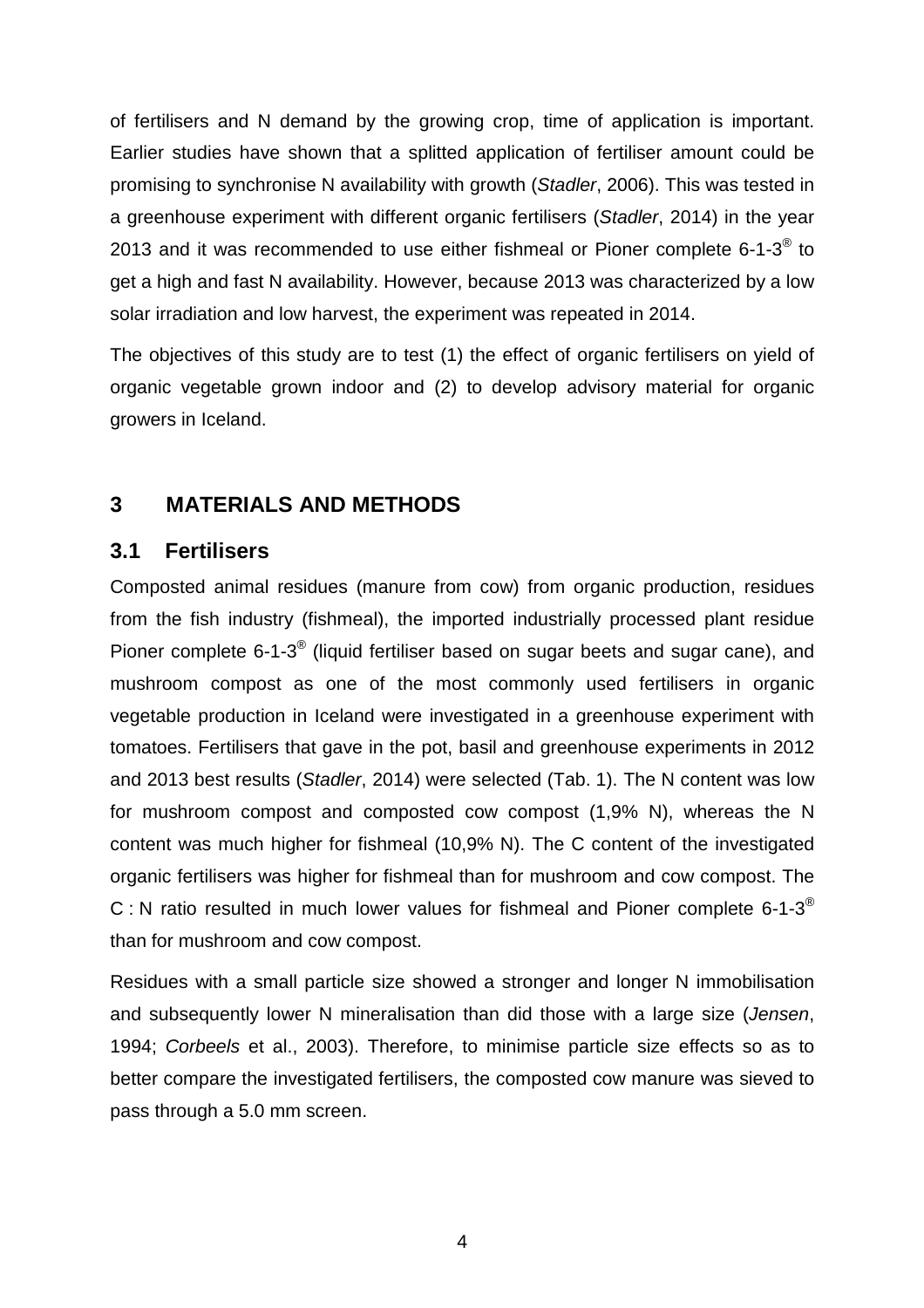of fertilisers and N demand by the growing crop, time of application is important. Earlier studies have shown that a splitted application of fertiliser amount could be promising to synchronise N availability with growth (*Stadler*, 2006). This was tested in a greenhouse experiment with different organic fertilisers (*Stadler*, 2014) in the year 2013 and it was recommended to use either fishmeal or Pioner complete 6-1-3® to get a high and fast N availability. However, because 2013 was characterized by a low solar irradiation and low harvest, the experiment was repeated in 2014.

The objectives of this study are to test (1) the effect of organic fertilisers on yield of organic vegetable grown indoor and (2) to develop advisory material for organic growers in Iceland.

# 3 MATERIALS AND METHODS

## 3.1 Fertilisers

Composted animal residues (manure from cow) from organic production, residues from the fish industry (fishmeal), the imported industrially processed plant residue Pioner complete 6-1-3® (liquid fertiliser based on sugar beets and sugar cane), and mushroom compost as one of the most commonly used fertilisers in organic vegetable production in Iceland were investigated in a greenhouse experiment with tomatoes. Fertilisers that gave in the pot, basil and greenhouse experiments in 2012 and 2013 best results (*Stadler*, 2014) were selected (Tab. 1). The N content was low for mushroom compost and composted cow compost (1,9% N), whereas the N content was much higher for fishmeal (10,9% N). The C content of the investigated organic fertilisers was higher for fishmeal than for mushroom and cow compost. The C : N ratio resulted in much lower values for fishmeal and Pioner complete 6-1-3® than for mushroom and cow compost.

Residues with a small particle size showed a stronger and longer N immobilisation and subsequently lower N mineralisation than did those with a large size (*Jensen*, 1994; *Corbeels* et al., 2003). Therefore, to minimise particle size effects so as to better compare the investigated fertilisers, the composted cow manure was sieved to pass through a 5.0 mm screen.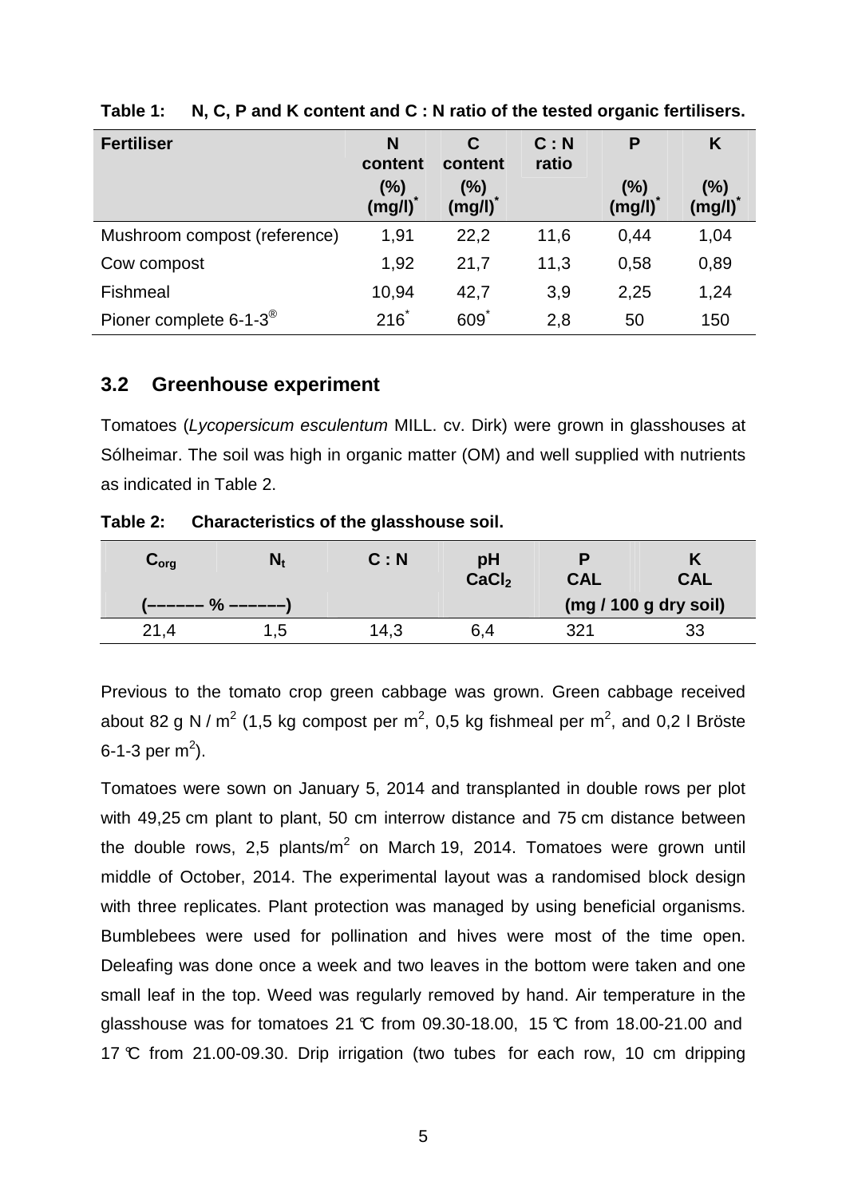**Table 1: N, C, P and K content and C : N ratio of the tested organic fertilisers.**

| Fertiliser | N content (%) (mg/l)* | C content (%) (mg/l)* | C : N ratio | P (%) (mg/l)* | K (%) (mg/l)* |
|---|---|---|---|---|---|
| Mushroom compost (reference) | 1,91 | 22,2 | 11,6 | 0,44 | 1,04 |
| Cow compost | 1,92 | 21,7 | 11,3 | 0,58 | 0,89 |
| Fishmeal | 10,94 | 42,7 | 3,9 | 2,25 | 1,24 |
| Pioner complete 6-1-3® | 216* | 609* | 2,8 | 50 | 150 |

## 3.2 Greenhouse experiment

Tomatoes (*Lycopersicum esculentum* MILL. cv. Dirk) were grown in glasshouses at Sólheimar. The soil was high in organic matter (OM) and well supplied with nutrients as indicated in Table 2.

**Table 2: Characteristics of the glasshouse soil.**

| $C_{org}$ | $N_t$ | C : N | pH $CaCl_2$ | P CAL | K CAL |
|---|---|---|---|---|---|
| (–––––– % ––––––) | | | | (mg / 100 g dry soil) | |
| 21,4 | 1,5 | 14,3 | 6,4 | 321 | 33 |

Previous to the tomato crop green cabbage was grown. Green cabbage received about 82 g N / $m^2$ (1,5 kg compost per $m^2$, 0,5 kg fishmeal per $m^2$, and 0,2 l Bröste 6-1-3 per $m^2$).

Tomatoes were sown on January 5, 2014 and transplanted in double rows per plot with 49,25 cm plant to plant, 50 cm interrow distance and 75 cm distance between the double rows, 2,5 plants/$m^2$ on March 19, 2014. Tomatoes were grown until middle of October, 2014. The experimental layout was a randomised block design with three replicates. Plant protection was managed by using beneficial organisms. Bumblebees were used for pollination and hives were most of the time open. Deleafing was done once a week and two leaves in the bottom were taken and one small leaf in the top. Weed was regularly removed by hand. Air temperature in the glasshouse was for tomatoes 21 °C from 09.30-18.00, 15 °C from 18.00-21.00 and 17 °C from 21.00-09.30. Drip irrigation (two tubes for each row, 10 cm dripping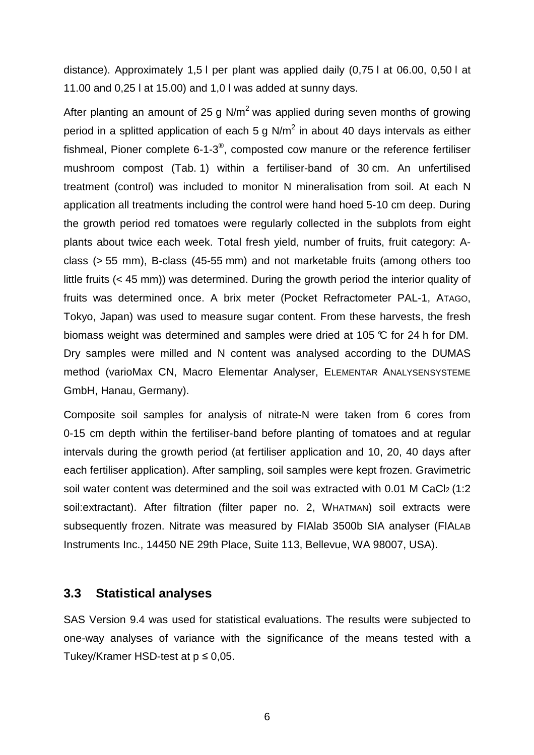distance). Approximately 1,5 l per plant was applied daily (0,75 l at 06.00, 0,50 l at 11.00 and 0,25 l at 15.00) and 1,0 l was added at sunny days.

After planting an amount of 25 g N/m$^2$ was applied during seven months of growing period in a splitted application of each 5 g N/m$^2$ in about 40 days intervals as either fishmeal, Pioner complete 6-1-3®, composted cow manure or the reference fertiliser mushroom compost (Tab. 1) within a fertiliser-band of 30 cm. An unfertilised treatment (control) was included to monitor N mineralisation from soil. At each N application all treatments including the control were hand hoed 5-10 cm deep. During the growth period red tomatoes were regularly collected in the subplots from eight plants about twice each week. Total fresh yield, number of fruits, fruit category: A-class (> 55 mm), B-class (45-55 mm) and not marketable fruits (among others too little fruits (< 45 mm)) was determined. During the growth period the interior quality of fruits was determined once. A brix meter (Pocket Refractometer PAL-1, ATAGO, Tokyo, Japan) was used to measure sugar content. From these harvests, the fresh biomass weight was determined and samples were dried at 105 °C for 24 h for DM. Dry samples were milled and N content was analysed according to the DUMAS method (varioMax CN, Macro Elementar Analyser, ELEMENTAR ANALYSENSYSTEME GmbH, Hanau, Germany).

Composite soil samples for analysis of nitrate-N were taken from 6 cores from 0-15 cm depth within the fertiliser-band before planting of tomatoes and at regular intervals during the growth period (at fertiliser application and 10, 20, 40 days after each fertiliser application). After sampling, soil samples were kept frozen. Gravimetric soil water content was determined and the soil was extracted with 0.01 M $CaCl_2$ (1:2 soil:extractant). After filtration (filter paper no. 2, WHATMAN) soil extracts were subsequently frozen. Nitrate was measured by FIAlab 3500b SIA analyser (FIALAB Instruments Inc., 14450 NE 29th Place, Suite 113, Bellevue, WA 98007, USA).

## 3.3 Statistical analyses

SAS Version 9.4 was used for statistical evaluations. The results were subjected to one-way analyses of variance with the significance of the means tested with a Tukey/Kramer HSD-test at $p \leq 0{,}05$.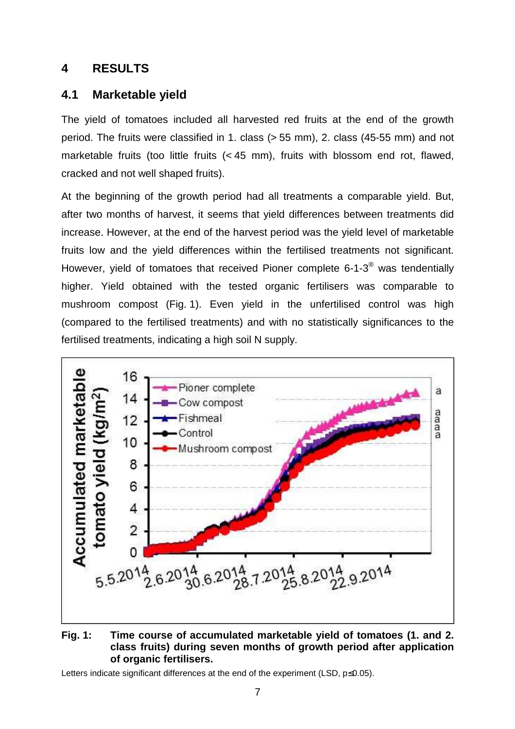# 4 RESULTS

## 4.1 Marketable yield

The yield of tomatoes included all harvested red fruits at the end of the growth period. The fruits were classified in 1. class (> 55 mm), 2. class (45-55 mm) and not marketable fruits (too little fruits (< 45 mm), fruits with blossom end rot, flawed, cracked and not well shaped fruits).

At the beginning of the growth period had all treatments a comparable yield. But, after two months of harvest, it seems that yield differences between treatments did increase. However, at the end of the harvest period was the yield level of marketable fruits low and the yield differences within the fertilised treatments not significant. However, yield of tomatoes that received Pioner complete 6-1-3® was tendentially higher. Yield obtained with the tested organic fertilisers was comparable to mushroom compost (Fig. 1). Even yield in the unfertilised control was high (compared to the fertilised treatments) and with no statistically significances to the fertilised treatments, indicating a high soil N supply.

**Fig. 1: Time course of accumulated marketable yield of tomatoes (1. and 2. class fruits) during seven months of growth period after application of organic fertilisers.**

Letters indicate significant differences at the end of the experiment (LSD, p≤0.05).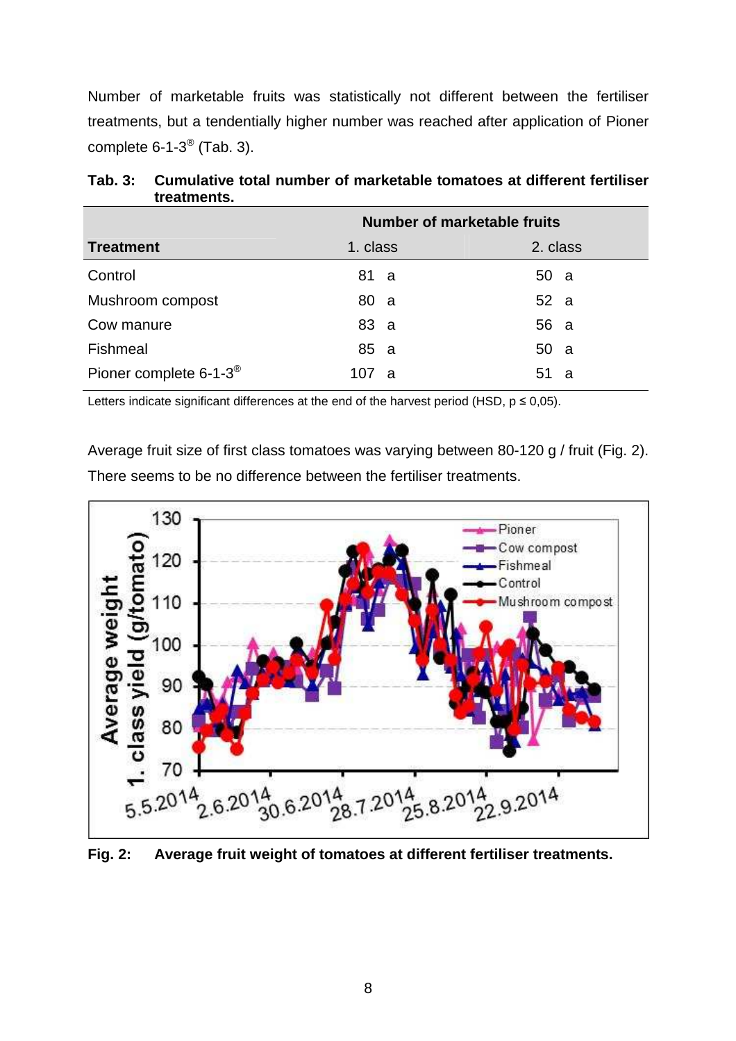Number of marketable fruits was statistically not different between the fertiliser treatments, but a tendentially higher number was reached after application of Pioner complete 6-1-3® (Tab. 3).

**Tab. 3: Cumulative total number of marketable tomatoes at different fertiliser treatments.**

| | Number of marketable fruits | |
|---|---|---|
| **Treatment** | 1. class | 2. class |
| Control | 81 a | 50 a |
| Mushroom compost | 80 a | 52 a |
| Cow manure | 83 a | 56 a |
| Fishmeal | 85 a | 50 a |
| Pioner complete 6-1-3® | 107 a | 51 a |

Letters indicate significant differences at the end of the harvest period (HSD, $p \leq 0,05$).

Average fruit size of first class tomatoes was varying between 80-120 g / fruit (Fig. 2). There seems to be no difference between the fertiliser treatments.

**Fig. 2: Average fruit weight of tomatoes at different fertiliser treatments.**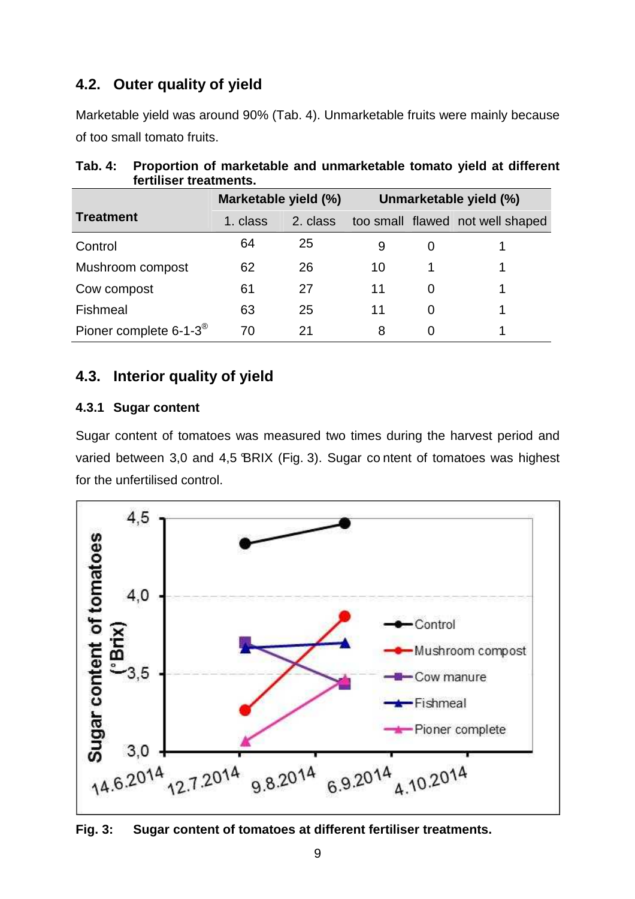## 4.2. Outer quality of yield

Marketable yield was around 90% (Tab. 4). Unmarketable fruits were mainly because of too small tomato fruits.

**Tab. 4: Proportion of marketable and unmarketable tomato yield at different fertiliser treatments.**

| Treatment | Marketable yield (%) | | Unmarketable yield (%) | | |
|---|---|---|---|---|---|
| | 1. class | 2. class | too small | flawed | not well shaped |
| Control | 64 | 25 | 9 | 0 | 1 |
| Mushroom compost | 62 | 26 | 10 | 1 | 1 |
| Cow compost | 61 | 27 | 11 | 0 | 1 |
| Fishmeal | 63 | 25 | 11 | 0 | 1 |
| Pioner complete 6-1-3® | 70 | 21 | 8 | 0 | 1 |

## 4.3. Interior quality of yield

### 4.3.1 Sugar content

Sugar content of tomatoes was measured two times during the harvest period and varied between 3,0 and 4,5 °BRIX (Fig. 3). Sugar content of tomatoes was highest for the unfertilised control.

**Fig. 3: Sugar content of tomatoes at different fertiliser treatments.**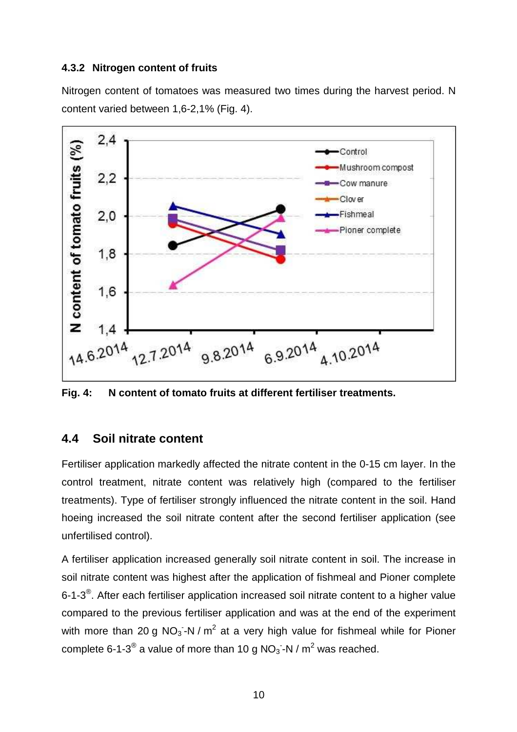### 4.3.2 Nitrogen content of fruits

Nitrogen content of tomatoes was measured two times during the harvest period. N content varied between 1,6-2,1% (Fig. 4).

**Fig. 4: N content of tomato fruits at different fertiliser treatments.**

## 4.4 Soil nitrate content

Fertiliser application markedly affected the nitrate content in the 0-15 cm layer. In the control treatment, nitrate content was relatively high (compared to the fertiliser treatments). Type of fertiliser strongly influenced the nitrate content in the soil. Hand hoeing increased the soil nitrate content after the second fertiliser application (see unfertilised control).

A fertiliser application increased generally soil nitrate content in soil. The increase in soil nitrate content was highest after the application of fishmeal and Pioner complete 6-1-3®. After each fertiliser application increased soil nitrate content to a higher value compared to the previous fertiliser application and was at the end of the experiment with more than 20 g $NO_3^-$-N / $m^2$ at a very high value for fishmeal while for Pioner complete 6-1-3® a value of more than 10 g $NO_3^-$-N / $m^2$ was reached.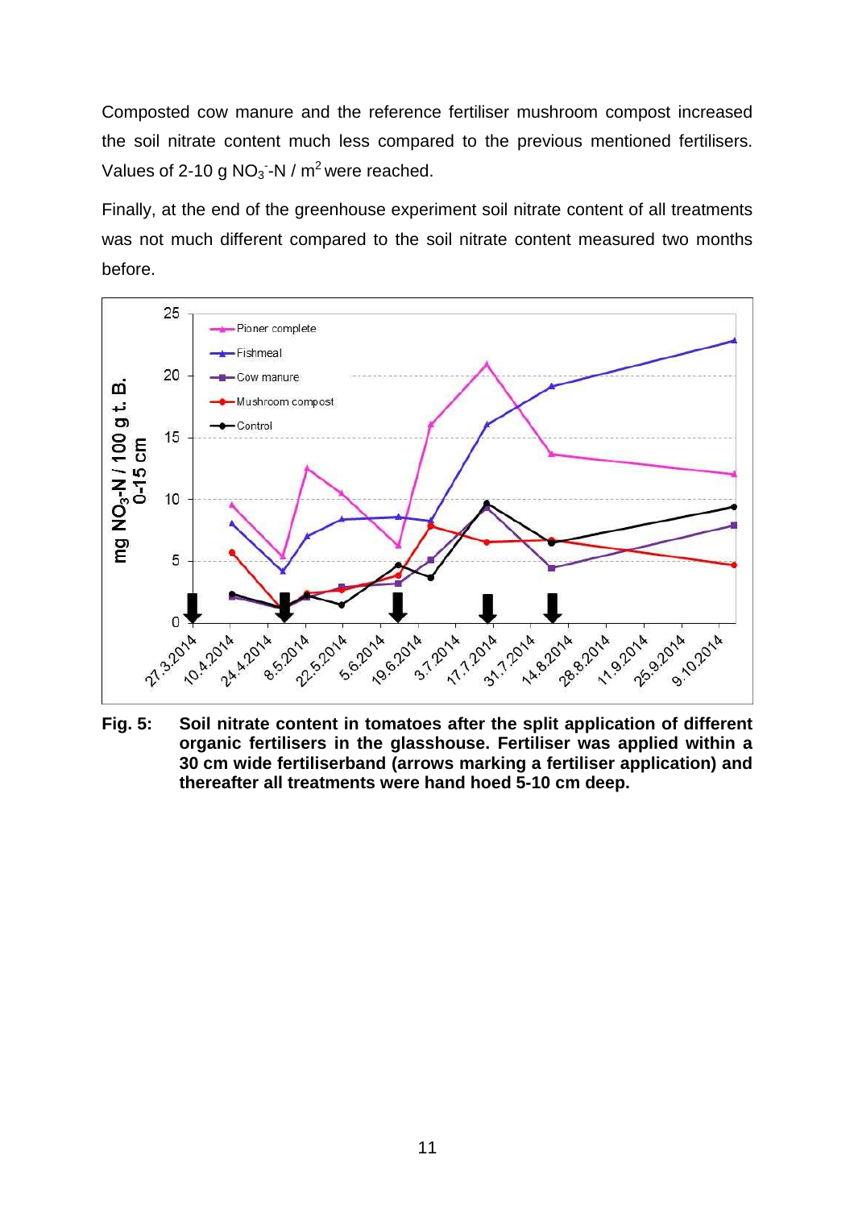Composted cow manure and the reference fertiliser mushroom compost increased the soil nitrate content much less compared to the previous mentioned fertilisers. Values of 2-10 g $NO_3^-$-N / $m^2$ were reached.

Finally, at the end of the greenhouse experiment soil nitrate content of all treatments was not much different compared to the soil nitrate content measured two months before.

**Fig. 5: Soil nitrate content in tomatoes after the split application of different organic fertilisers in the glasshouse. Fertiliser was applied within a 30 cm wide fertiliserband (arrows marking a fertiliser application) and thereafter all treatments were hand hoed 5-10 cm deep.**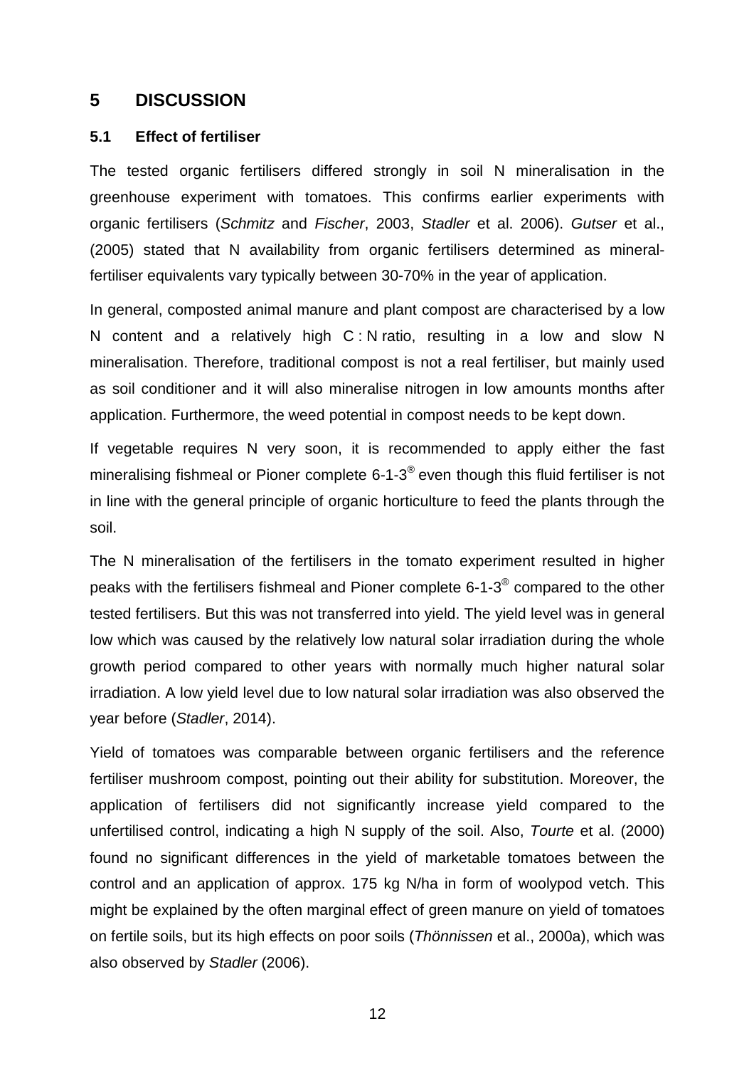# 5 DISCUSSION

## 5.1 Effect of fertiliser

The tested organic fertilisers differed strongly in soil N mineralisation in the greenhouse experiment with tomatoes. This confirms earlier experiments with organic fertilisers (*Schmitz* and *Fischer*, 2003, *Stadler* et al. 2006). *Gutser* et al., (2005) stated that N availability from organic fertilisers determined as mineral-fertiliser equivalents vary typically between 30-70% in the year of application.

In general, composted animal manure and plant compost are characterised by a low N content and a relatively high C : N ratio, resulting in a low and slow N mineralisation. Therefore, traditional compost is not a real fertiliser, but mainly used as soil conditioner and it will also mineralise nitrogen in low amounts months after application. Furthermore, the weed potential in compost needs to be kept down.

If vegetable requires N very soon, it is recommended to apply either the fast mineralising fishmeal or Pioner complete 6-1-3® even though this fluid fertiliser is not in line with the general principle of organic horticulture to feed the plants through the soil.

The N mineralisation of the fertilisers in the tomato experiment resulted in higher peaks with the fertilisers fishmeal and Pioner complete 6-1-3® compared to the other tested fertilisers. But this was not transferred into yield. The yield level was in general low which was caused by the relatively low natural solar irradiation during the whole growth period compared to other years with normally much higher natural solar irradiation. A low yield level due to low natural solar irradiation was also observed the year before (*Stadler*, 2014).

Yield of tomatoes was comparable between organic fertilisers and the reference fertiliser mushroom compost, pointing out their ability for substitution. Moreover, the application of fertilisers did not significantly increase yield compared to the unfertilised control, indicating a high N supply of the soil. Also, *Tourte* et al. (2000) found no significant differences in the yield of marketable tomatoes between the control and an application of approx. 175 kg N/ha in form of woolypod vetch. This might be explained by the often marginal effect of green manure on yield of tomatoes on fertile soils, but its high effects on poor soils (*Thönnissen* et al., 2000a), which was also observed by *Stadler* (2006).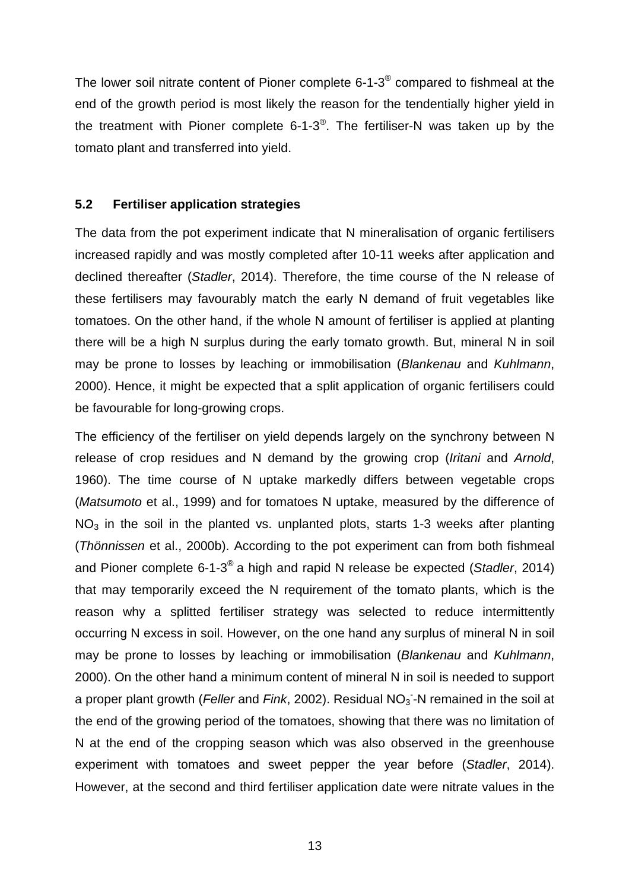The lower soil nitrate content of Pioner complete 6-1-3® compared to fishmeal at the end of the growth period is most likely the reason for the tendentially higher yield in the treatment with Pioner complete 6-1-3®. The fertiliser-N was taken up by the tomato plant and transferred into yield.

### 5.2 Fertiliser application strategies

The data from the pot experiment indicate that N mineralisation of organic fertilisers increased rapidly and was mostly completed after 10-11 weeks after application and declined thereafter (*Stadler*, 2014). Therefore, the time course of the N release of these fertilisers may favourably match the early N demand of fruit vegetables like tomatoes. On the other hand, if the whole N amount of fertiliser is applied at planting there will be a high N surplus during the early tomato growth. But, mineral N in soil may be prone to losses by leaching or immobilisation (*Blankenau* and *Kuhlmann*, 2000). Hence, it might be expected that a split application of organic fertilisers could be favourable for long-growing crops.

The efficiency of the fertiliser on yield depends largely on the synchrony between N release of crop residues and N demand by the growing crop (*Iritani* and *Arnold*, 1960). The time course of N uptake markedly differs between vegetable crops (*Matsumoto* et al., 1999) and for tomatoes N uptake, measured by the difference of $NO_3$ in the soil in the planted vs. unplanted plots, starts 1-3 weeks after planting (*Thönnissen* et al., 2000b). According to the pot experiment can from both fishmeal and Pioner complete 6-1-3® a high and rapid N release be expected (*Stadler*, 2014) that may temporarily exceed the N requirement of the tomato plants, which is the reason why a splitted fertiliser strategy was selected to reduce intermittently occurring N excess in soil. However, on the one hand any surplus of mineral N in soil may be prone to losses by leaching or immobilisation (*Blankenau* and *Kuhlmann*, 2000). On the other hand a minimum content of mineral N in soil is needed to support a proper plant growth (*Feller* and *Fink*, 2002). Residual $NO_3^-$-N remained in the soil at the end of the growing period of the tomatoes, showing that there was no limitation of N at the end of the cropping season which was also observed in the greenhouse experiment with tomatoes and sweet pepper the year before (*Stadler*, 2014). However, at the second and third fertiliser application date were nitrate values in the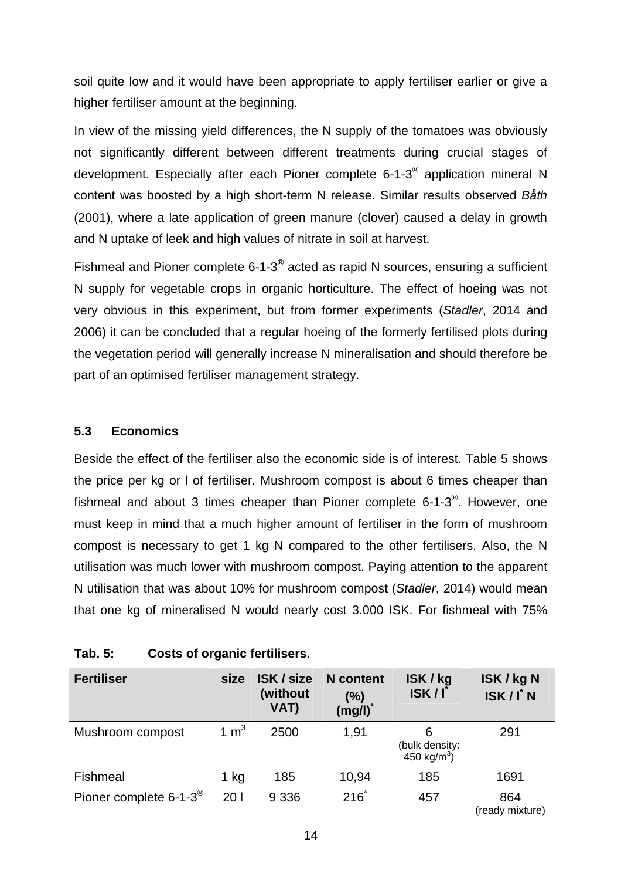soil quite low and it would have been appropriate to apply fertiliser earlier or give a higher fertiliser amount at the beginning.

In view of the missing yield differences, the N supply of the tomatoes was obviously not significantly different between different treatments during crucial stages of development. Especially after each Pioner complete 6-1-3® application mineral N content was boosted by a high short-term N release. Similar results observed *Båth* (2001), where a late application of green manure (clover) caused a delay in growth and N uptake of leek and high values of nitrate in soil at harvest.

Fishmeal and Pioner complete 6-1-3® acted as rapid N sources, ensuring a sufficient N supply for vegetable crops in organic horticulture. The effect of hoeing was not very obvious in this experiment, but from former experiments (*Stadler*, 2014 and 2006) it can be concluded that a regular hoeing of the formerly fertilised plots during the vegetation period will generally increase N mineralisation and should therefore be part of an optimised fertiliser management strategy.

### 5.3 Economics

Beside the effect of the fertiliser also the economic side is of interest. Table 5 shows the price per kg or l of fertiliser. Mushroom compost is about 6 times cheaper than fishmeal and about 3 times cheaper than Pioner complete 6-1-3®. However, one must keep in mind that a much higher amount of fertiliser in the form of mushroom compost is necessary to get 1 kg N compared to the other fertilisers. Also, the N utilisation was much lower with mushroom compost. Paying attention to the apparent N utilisation that was about 10% for mushroom compost (*Stadler*, 2014) would mean that one kg of mineralised N would nearly cost 3.000 ISK. For fishmeal with 75%

**Tab. 5: Costs of organic fertilisers.**

| Fertiliser | size | ISK / size (without VAT) | N content (%) (mg/l)* | ISK / kg ISK / l* | ISK / kg N ISK / l* N |
|---|---|---|---|---|---|
| Mushroom compost | 1 $m^3$ | 2500 | 1,91 | 6 (bulk density: 450 $kg/m^3$) | 291 |
| Fishmeal | 1 kg | 185 | 10,94 | 185 | 1691 |
| Pioner complete 6-1-3® | 20 l | 9 336 | 216* | 457 | 864 (ready mixture) |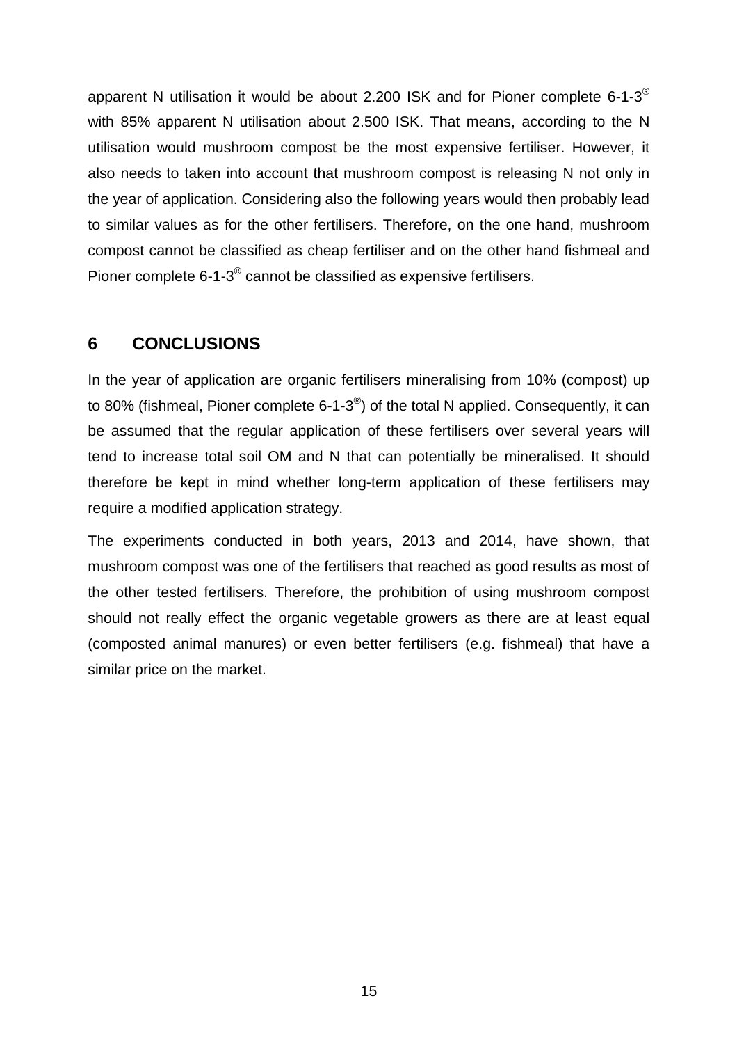apparent N utilisation it would be about 2.200 ISK and for Pioner complete 6-1-3® with 85% apparent N utilisation about 2.500 ISK. That means, according to the N utilisation would mushroom compost be the most expensive fertiliser. However, it also needs to taken into account that mushroom compost is releasing N not only in the year of application. Considering also the following years would then probably lead to similar values as for the other fertilisers. Therefore, on the one hand, mushroom compost cannot be classified as cheap fertiliser and on the other hand fishmeal and Pioner complete 6-1-3® cannot be classified as expensive fertilisers.

# 6 CONCLUSIONS

In the year of application are organic fertilisers mineralising from 10% (compost) up to 80% (fishmeal, Pioner complete 6-1-3®) of the total N applied. Consequently, it can be assumed that the regular application of these fertilisers over several years will tend to increase total soil OM and N that can potentially be mineralised. It should therefore be kept in mind whether long-term application of these fertilisers may require a modified application strategy.

The experiments conducted in both years, 2013 and 2014, have shown, that mushroom compost was one of the fertilisers that reached as good results as most of the other tested fertilisers. Therefore, the prohibition of using mushroom compost should not really effect the organic vegetable growers as there are at least equal (composted animal manures) or even better fertilisers (e.g. fishmeal) that have a similar price on the market.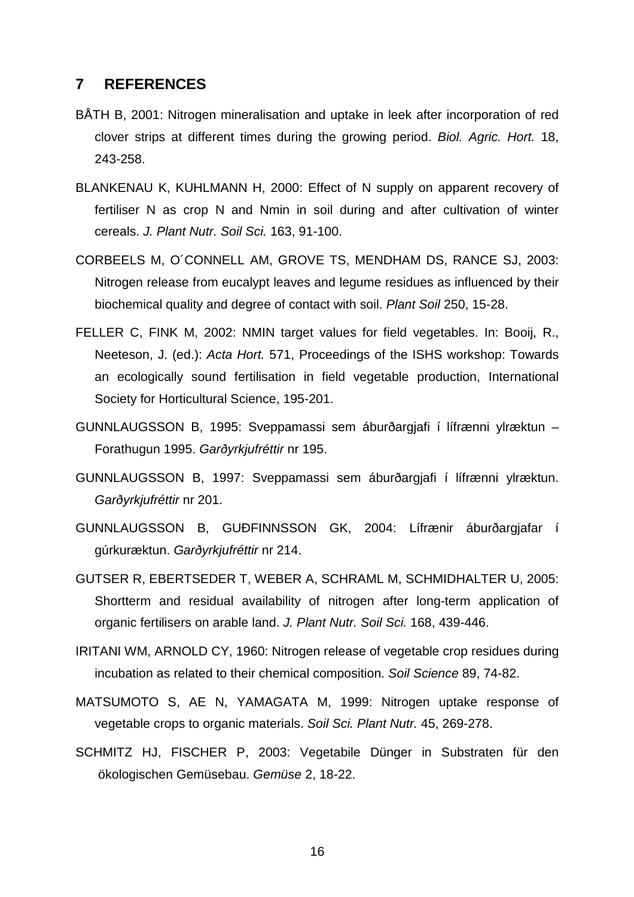## 7 REFERENCES

BÅTH B, 2001: Nitrogen mineralisation and uptake in leek after incorporation of red clover strips at different times during the growing period. *Biol. Agric. Hort.* 18, 243-258.

BLANKENAU K, KUHLMANN H, 2000: Effect of N supply on apparent recovery of fertiliser N as crop N and Nmin in soil during and after cultivation of winter cereals. *J. Plant Nutr. Soil Sci.* 163, 91-100.

CORBEELS M, O´CONNELL AM, GROVE TS, MENDHAM DS, RANCE SJ, 2003: Nitrogen release from eucalypt leaves and legume residues as influenced by their biochemical quality and degree of contact with soil. *Plant Soil* 250, 15-28.

FELLER C, FINK M, 2002: NMIN target values for field vegetables. In: Booij, R., Neeteson, J. (ed.): *Acta Hort.* 571, Proceedings of the ISHS workshop: Towards an ecologically sound fertilisation in field vegetable production, International Society for Horticultural Science, 195-201.

GUNNLAUGSSON B, 1995: Sveppamassi sem áburðargjafi í lífrænni ylræktun – Forathugun 1995. *Garðyrkjufréttir* nr 195.

GUNNLAUGSSON B, 1997: Sveppamassi sem áburðargjafi í lífrænni ylræktun. *Garðyrkjufréttir* nr 201.

GUNNLAUGSSON B, GUÐFINNSSON GK, 2004: Lífrænir áburðargjafar í gúrkuræktun. *Garðyrkjufréttir* nr 214.

GUTSER R, EBERTSEDER T, WEBER A, SCHRAML M, SCHMIDHALTER U, 2005: Shortterm and residual availability of nitrogen after long-term application of organic fertilisers on arable land. *J. Plant Nutr. Soil Sci.* 168, 439-446.

IRITANI WM, ARNOLD CY, 1960: Nitrogen release of vegetable crop residues during incubation as related to their chemical composition. *Soil Science* 89, 74-82.

MATSUMOTO S, AE N, YAMAGATA M, 1999: Nitrogen uptake response of vegetable crops to organic materials. *Soil Sci. Plant Nutr.* 45, 269-278.

SCHMITZ HJ, FISCHER P, 2003: Vegetabile Dünger in Substraten für den ökologischen Gemüsebau. *Gemüse* 2, 18-22.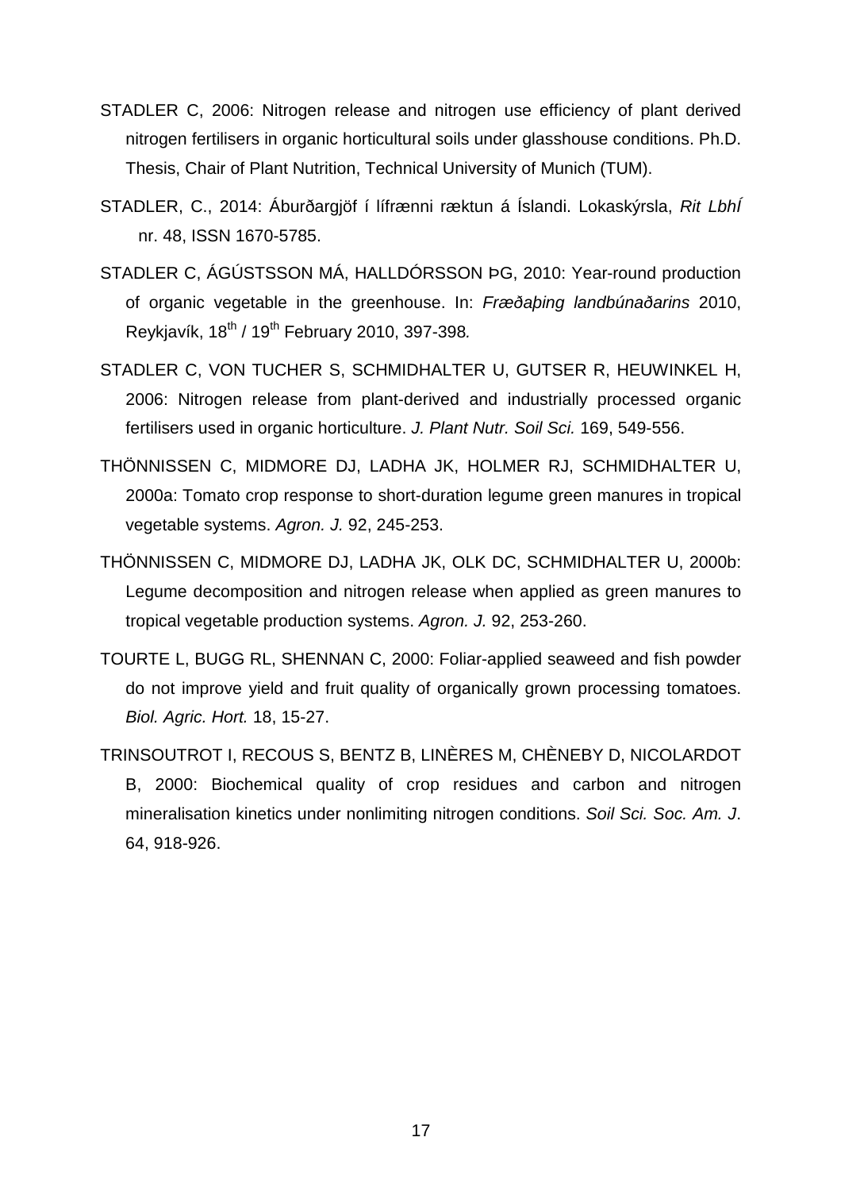STADLER C, 2006: Nitrogen release and nitrogen use efficiency of plant derived nitrogen fertilisers in organic horticultural soils under glasshouse conditions. Ph.D. Thesis, Chair of Plant Nutrition, Technical University of Munich (TUM).

STADLER, C., 2014: Áburðargjöf í lífrænni ræktun á Íslandi. Lokaskýrsla, *Rit LbhÍ* nr. 48, ISSN 1670-5785.

STADLER C, ÁGÚSTSSON MÁ, HALLDÓRSSON ÞG, 2010: Year-round production of organic vegetable in the greenhouse. In: *Fræðaþing landbúnaðarins* 2010, Reykjavík, 18th / 19th February 2010, 397-398*.*

STADLER C, VON TUCHER S, SCHMIDHALTER U, GUTSER R, HEUWINKEL H, 2006: Nitrogen release from plant-derived and industrially processed organic fertilisers used in organic horticulture. *J. Plant Nutr. Soil Sci.* 169, 549-556.

THÖNNISSEN C, MIDMORE DJ, LADHA JK, HOLMER RJ, SCHMIDHALTER U, 2000a: Tomato crop response to short-duration legume green manures in tropical vegetable systems. *Agron. J.* 92, 245-253.

THÖNNISSEN C, MIDMORE DJ, LADHA JK, OLK DC, SCHMIDHALTER U, 2000b: Legume decomposition and nitrogen release when applied as green manures to tropical vegetable production systems. *Agron. J.* 92, 253-260.

TOURTE L, BUGG RL, SHENNAN C, 2000: Foliar-applied seaweed and fish powder do not improve yield and fruit quality of organically grown processing tomatoes. *Biol. Agric. Hort.* 18, 15-27.

TRINSOUTROT I, RECOUS S, BENTZ B, LINÈRES M, CHÈNEBY D, NICOLARDOT B, 2000: Biochemical quality of crop residues and carbon and nitrogen mineralisation kinetics under nonlimiting nitrogen conditions. *Soil Sci. Soc. Am. J*. 64, 918-926.